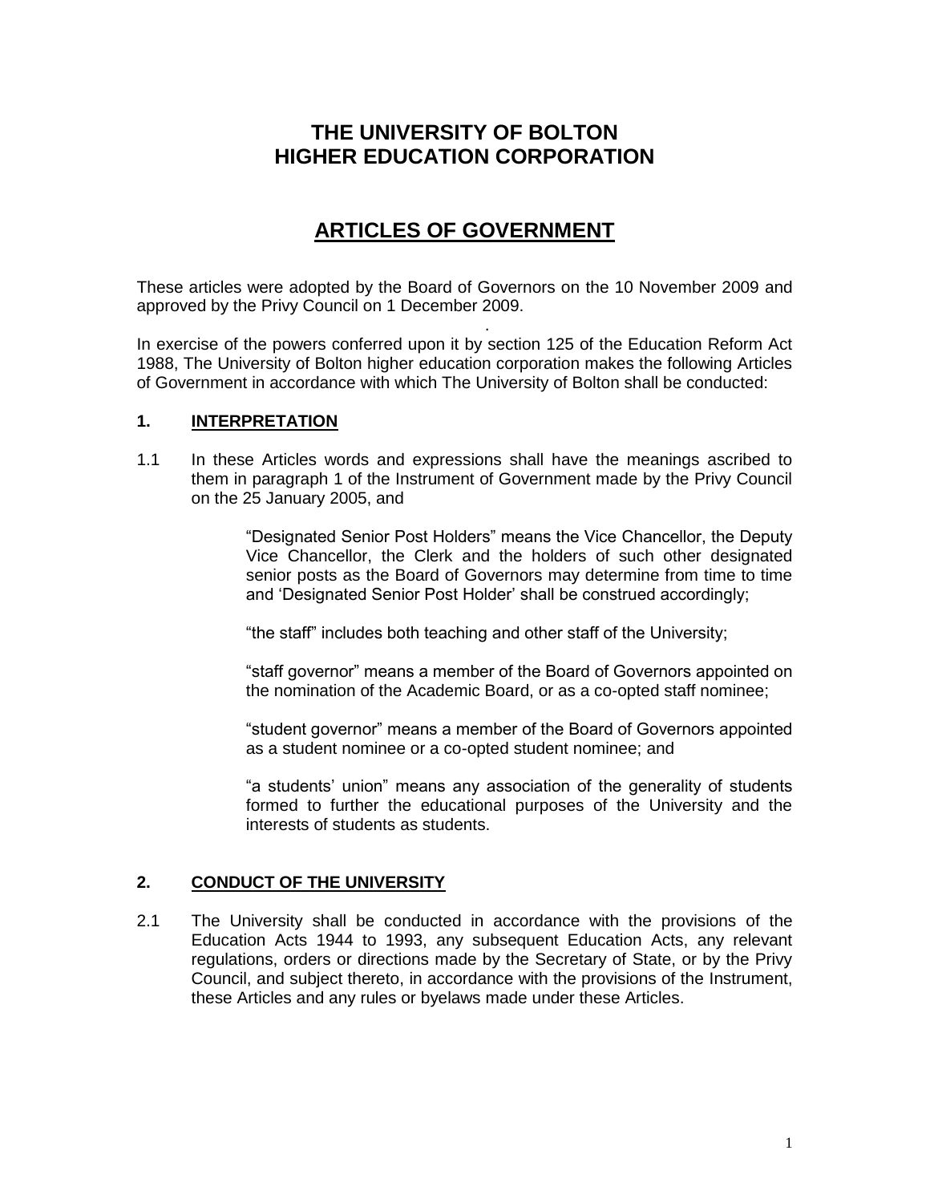# THE UNIVERSITY OF BOLTON
# HIGHER EDUCATION CORPORATION

## ARTICLES OF GOVERNMENT

These articles were adopted by the Board of Governors on the 10 November 2009 and approved by the Privy Council on 1 December 2009.

In exercise of the powers conferred upon it by section 125 of the Education Reform Act 1988, The University of Bolton higher education corporation makes the following Articles of Government in accordance with which The University of Bolton shall be conducted:

### 1. INTERPRETATION

1.1 In these Articles words and expressions shall have the meanings ascribed to them in paragraph 1 of the Instrument of Government made by the Privy Council on the 25 January 2005, and

> "Designated Senior Post Holders" means the Vice Chancellor, the Deputy Vice Chancellor, the Clerk and the holders of such other designated senior posts as the Board of Governors may determine from time to time and 'Designated Senior Post Holder' shall be construed accordingly;
>
> "the staff" includes both teaching and other staff of the University;
>
> "staff governor" means a member of the Board of Governors appointed on the nomination of the Academic Board, or as a co-opted staff nominee;
>
> "student governor" means a member of the Board of Governors appointed as a student nominee or a co-opted student nominee; and
>
> "a students' union" means any association of the generality of students formed to further the educational purposes of the University and the interests of students as students.

### 2. CONDUCT OF THE UNIVERSITY

2.1 The University shall be conducted in accordance with the provisions of the Education Acts 1944 to 1993, any subsequent Education Acts, any relevant regulations, orders or directions made by the Secretary of State, or by the Privy Council, and subject thereto, in accordance with the provisions of the Instrument, these Articles and any rules or byelaws made under these Articles.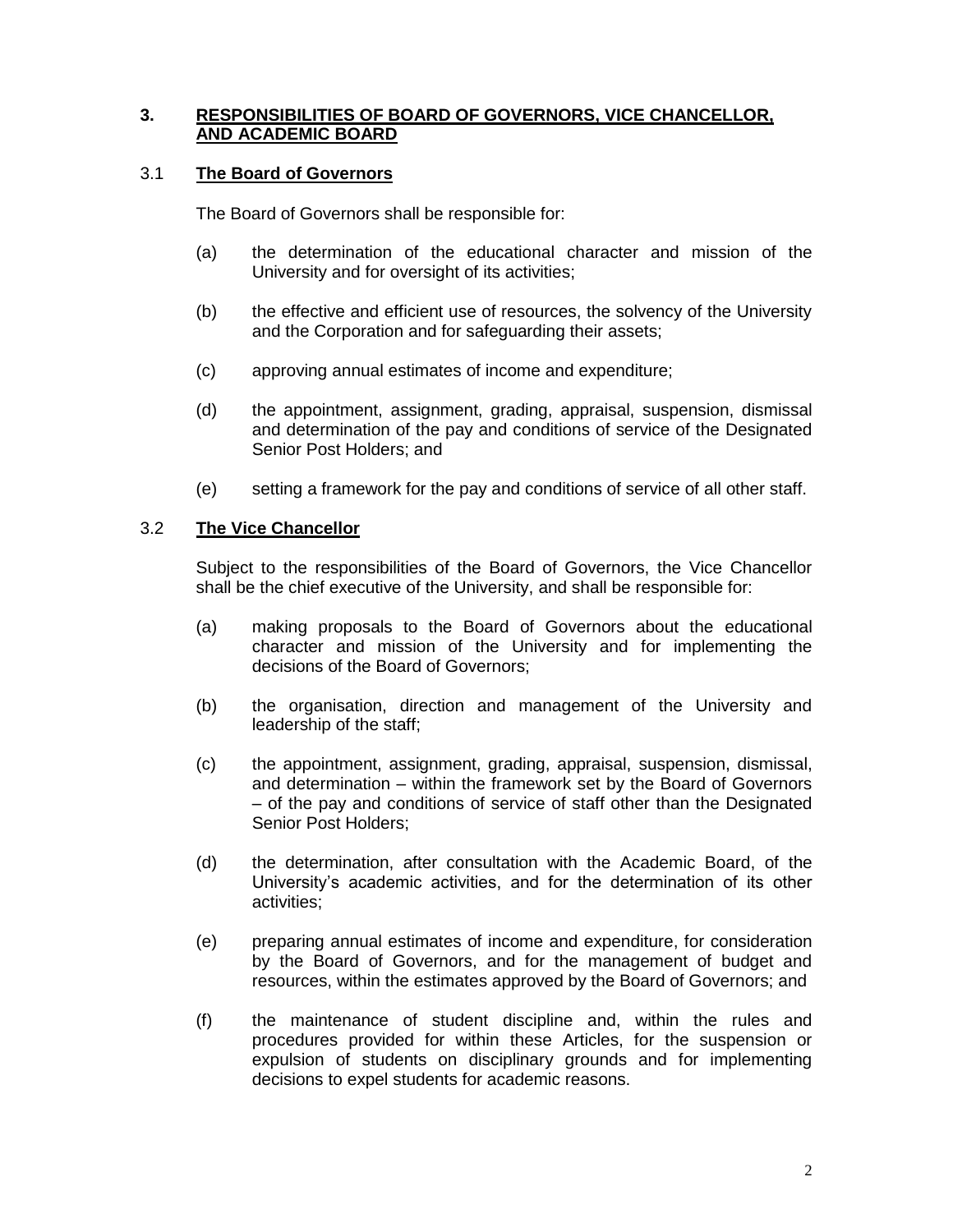## 3. RESPONSIBILITIES OF BOARD OF GOVERNORS, VICE CHANCELLOR, AND ACADEMIC BOARD

### 3.1 The Board of Governors

The Board of Governors shall be responsible for:

(a) the determination of the educational character and mission of the University and for oversight of its activities;

(b) the effective and efficient use of resources, the solvency of the University and the Corporation and for safeguarding their assets;

(c) approving annual estimates of income and expenditure;

(d) the appointment, assignment, grading, appraisal, suspension, dismissal and determination of the pay and conditions of service of the Designated Senior Post Holders; and

(e) setting a framework for the pay and conditions of service of all other staff.

### 3.2 The Vice Chancellor

Subject to the responsibilities of the Board of Governors, the Vice Chancellor shall be the chief executive of the University, and shall be responsible for:

(a) making proposals to the Board of Governors about the educational character and mission of the University and for implementing the decisions of the Board of Governors;

(b) the organisation, direction and management of the University and leadership of the staff;

(c) the appointment, assignment, grading, appraisal, suspension, dismissal, and determination – within the framework set by the Board of Governors – of the pay and conditions of service of staff other than the Designated Senior Post Holders;

(d) the determination, after consultation with the Academic Board, of the University's academic activities, and for the determination of its other activities;

(e) preparing annual estimates of income and expenditure, for consideration by the Board of Governors, and for the management of budget and resources, within the estimates approved by the Board of Governors; and

(f) the maintenance of student discipline and, within the rules and procedures provided for within these Articles, for the suspension or expulsion of students on disciplinary grounds and for implementing decisions to expel students for academic reasons.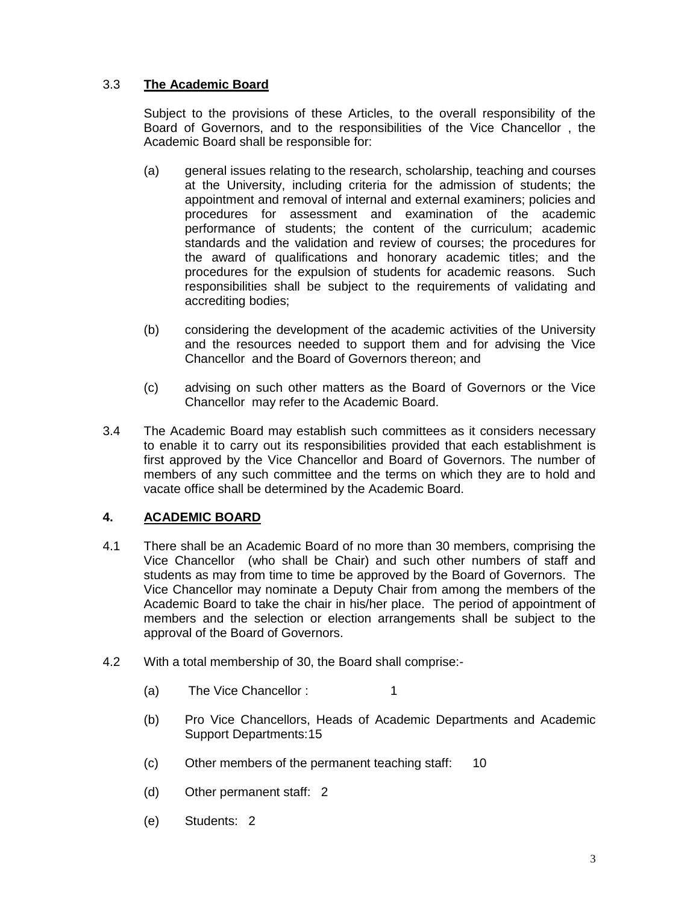3.3 **The Academic Board**

Subject to the provisions of these Articles, to the overall responsibility of the Board of Governors, and to the responsibilities of the Vice Chancellor , the Academic Board shall be responsible for:

(a) general issues relating to the research, scholarship, teaching and courses at the University, including criteria for the admission of students; the appointment and removal of internal and external examiners; policies and procedures for assessment and examination of the academic performance of students; the content of the curriculum; academic standards and the validation and review of courses; the procedures for the award of qualifications and honorary academic titles; and the procedures for the expulsion of students for academic reasons. Such responsibilities shall be subject to the requirements of validating and accrediting bodies;

(b) considering the development of the academic activities of the University and the resources needed to support them and for advising the Vice Chancellor and the Board of Governors thereon; and

(c) advising on such other matters as the Board of Governors or the Vice Chancellor may refer to the Academic Board.

3.4 The Academic Board may establish such committees as it considers necessary to enable it to carry out its responsibilities provided that each establishment is first approved by the Vice Chancellor and Board of Governors. The number of members of any such committee and the terms on which they are to hold and vacate office shall be determined by the Academic Board.

## 4. ACADEMIC BOARD

4.1 There shall be an Academic Board of no more than 30 members, comprising the Vice Chancellor (who shall be Chair) and such other numbers of staff and students as may from time to time be approved by the Board of Governors. The Vice Chancellor may nominate a Deputy Chair from among the members of the Academic Board to take the chair in his/her place. The period of appointment of members and the selection or election arrangements shall be subject to the approval of the Board of Governors.

4.2 With a total membership of 30, the Board shall comprise:-

(a) The Vice Chancellor : 1

(b) Pro Vice Chancellors, Heads of Academic Departments and Academic Support Departments:15

(c) Other members of the permanent teaching staff: 10

(d) Other permanent staff: 2

(e) Students: 2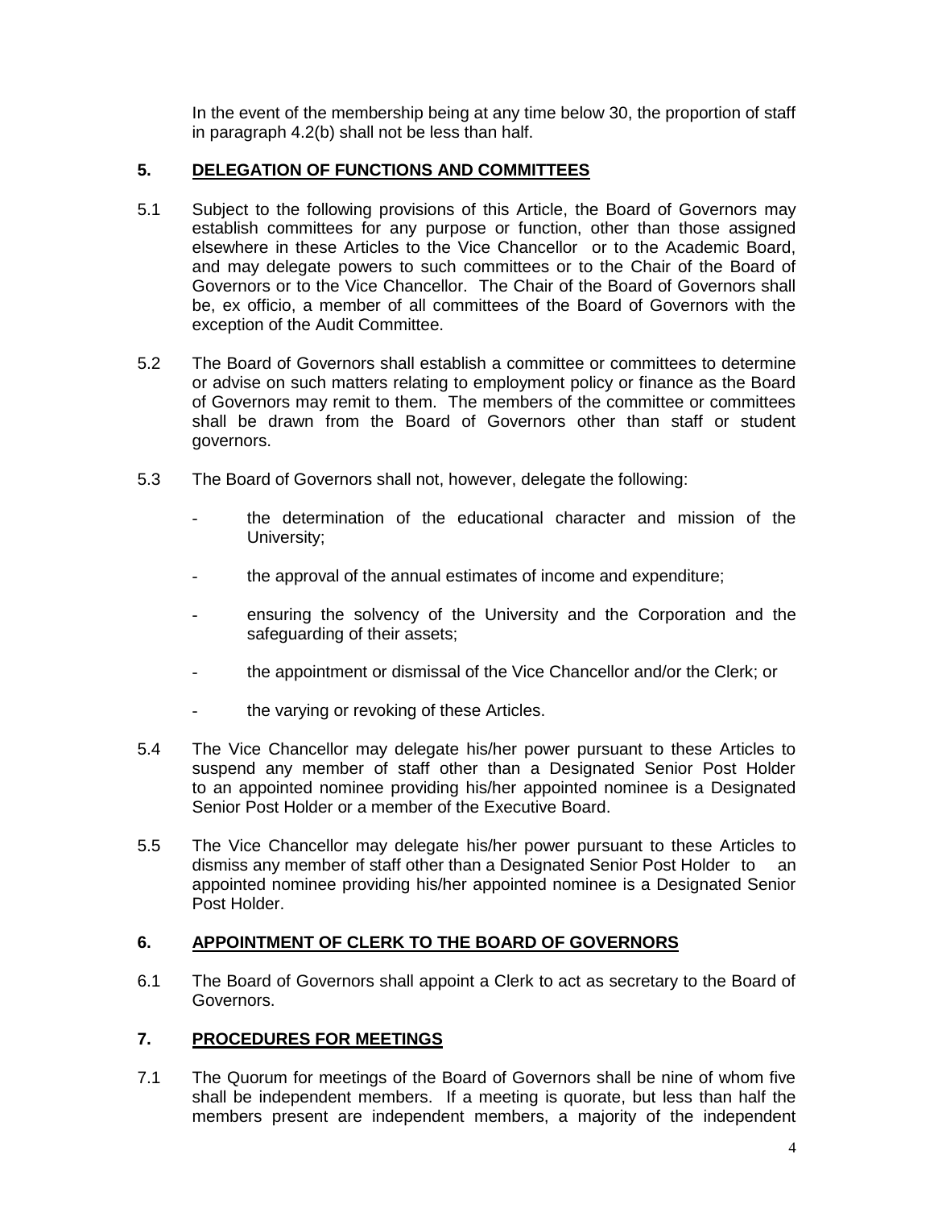In the event of the membership being at any time below 30, the proportion of staff in paragraph 4.2(b) shall not be less than half.

## 5. DELEGATION OF FUNCTIONS AND COMMITTEES

5.1 Subject to the following provisions of this Article, the Board of Governors may establish committees for any purpose or function, other than those assigned elsewhere in these Articles to the Vice Chancellor or to the Academic Board, and may delegate powers to such committees or to the Chair of the Board of Governors or to the Vice Chancellor. The Chair of the Board of Governors shall be, ex officio, a member of all committees of the Board of Governors with the exception of the Audit Committee.

5.2 The Board of Governors shall establish a committee or committees to determine or advise on such matters relating to employment policy or finance as the Board of Governors may remit to them. The members of the committee or committees shall be drawn from the Board of Governors other than staff or student governors.

5.3 The Board of Governors shall not, however, delegate the following:

- the determination of the educational character and mission of the University;
- the approval of the annual estimates of income and expenditure;
- ensuring the solvency of the University and the Corporation and the safeguarding of their assets;
- the appointment or dismissal of the Vice Chancellor and/or the Clerk; or
- the varying or revoking of these Articles.

5.4 The Vice Chancellor may delegate his/her power pursuant to these Articles to suspend any member of staff other than a Designated Senior Post Holder to an appointed nominee providing his/her appointed nominee is a Designated Senior Post Holder or a member of the Executive Board.

5.5 The Vice Chancellor may delegate his/her power pursuant to these Articles to dismiss any member of staff other than a Designated Senior Post Holder to an appointed nominee providing his/her appointed nominee is a Designated Senior Post Holder.

## 6. APPOINTMENT OF CLERK TO THE BOARD OF GOVERNORS

6.1 The Board of Governors shall appoint a Clerk to act as secretary to the Board of Governors.

## 7. PROCEDURES FOR MEETINGS

7.1 The Quorum for meetings of the Board of Governors shall be nine of whom five shall be independent members. If a meeting is quorate, but less than half the members present are independent members, a majority of the independent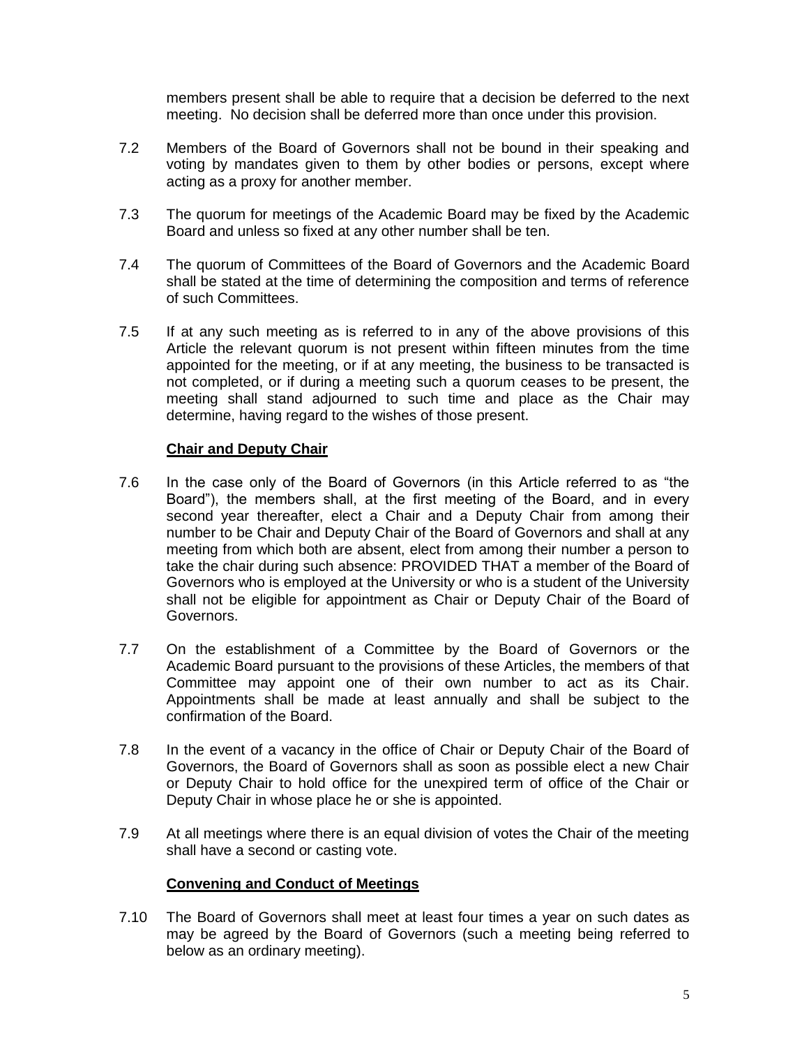members present shall be able to require that a decision be deferred to the next meeting. No decision shall be deferred more than once under this provision.

7.2 Members of the Board of Governors shall not be bound in their speaking and voting by mandates given to them by other bodies or persons, except where acting as a proxy for another member.

7.3 The quorum for meetings of the Academic Board may be fixed by the Academic Board and unless so fixed at any other number shall be ten.

7.4 The quorum of Committees of the Board of Governors and the Academic Board shall be stated at the time of determining the composition and terms of reference of such Committees.

7.5 If at any such meeting as is referred to in any of the above provisions of this Article the relevant quorum is not present within fifteen minutes from the time appointed for the meeting, or if at any meeting, the business to be transacted is not completed, or if during a meeting such a quorum ceases to be present, the meeting shall stand adjourned to such time and place as the Chair may determine, having regard to the wishes of those present.

**Chair and Deputy Chair**

7.6 In the case only of the Board of Governors (in this Article referred to as "the Board"), the members shall, at the first meeting of the Board, and in every second year thereafter, elect a Chair and a Deputy Chair from among their number to be Chair and Deputy Chair of the Board of Governors and shall at any meeting from which both are absent, elect from among their number a person to take the chair during such absence: PROVIDED THAT a member of the Board of Governors who is employed at the University or who is a student of the University shall not be eligible for appointment as Chair or Deputy Chair of the Board of Governors.

7.7 On the establishment of a Committee by the Board of Governors or the Academic Board pursuant to the provisions of these Articles, the members of that Committee may appoint one of their own number to act as its Chair. Appointments shall be made at least annually and shall be subject to the confirmation of the Board.

7.8 In the event of a vacancy in the office of Chair or Deputy Chair of the Board of Governors, the Board of Governors shall as soon as possible elect a new Chair or Deputy Chair to hold office for the unexpired term of office of the Chair or Deputy Chair in whose place he or she is appointed.

7.9 At all meetings where there is an equal division of votes the Chair of the meeting shall have a second or casting vote.

**Convening and Conduct of Meetings**

7.10 The Board of Governors shall meet at least four times a year on such dates as may be agreed by the Board of Governors (such a meeting being referred to below as an ordinary meeting).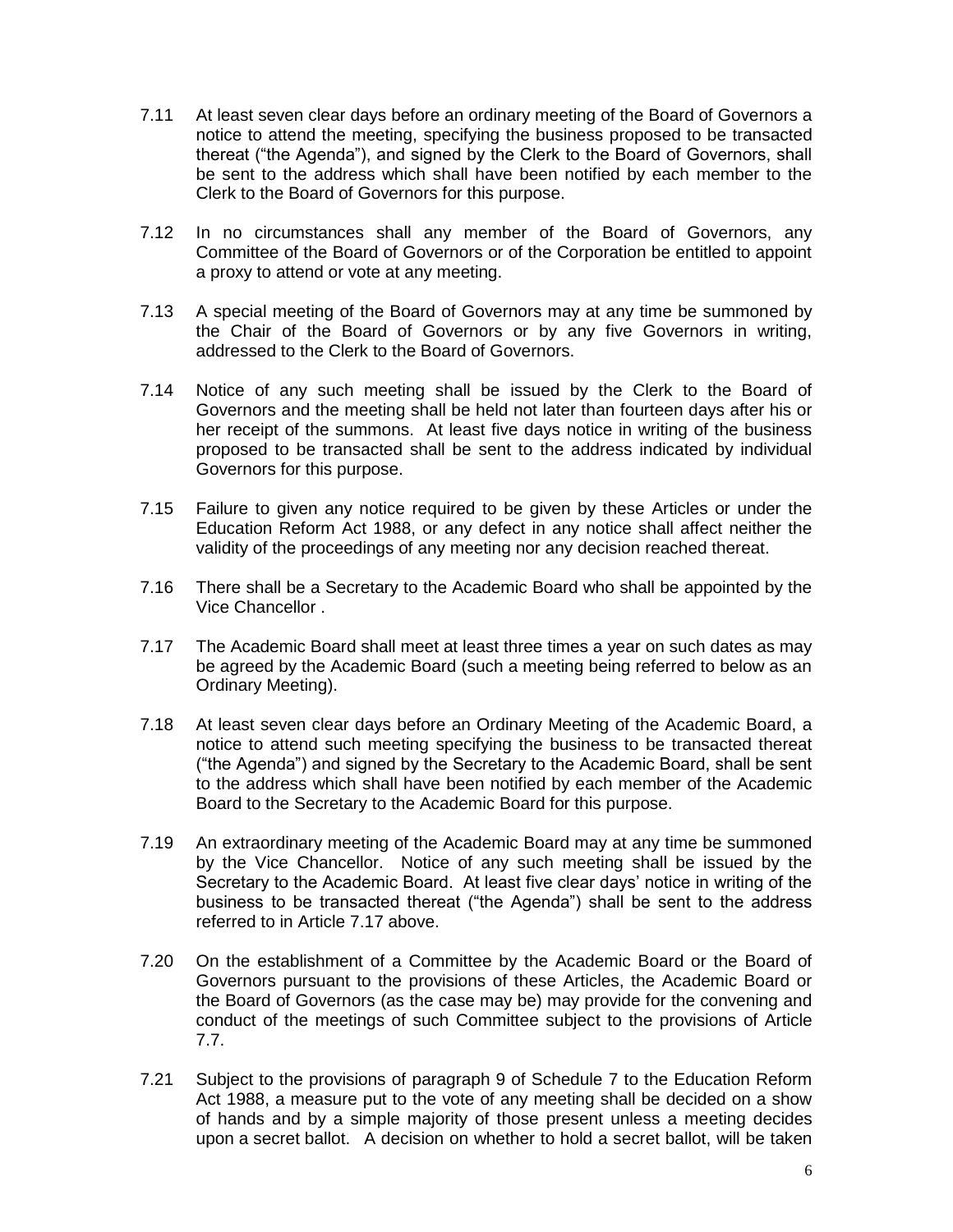7.11 At least seven clear days before an ordinary meeting of the Board of Governors a notice to attend the meeting, specifying the business proposed to be transacted thereat ("the Agenda"), and signed by the Clerk to the Board of Governors, shall be sent to the address which shall have been notified by each member to the Clerk to the Board of Governors for this purpose.

7.12 In no circumstances shall any member of the Board of Governors, any Committee of the Board of Governors or of the Corporation be entitled to appoint a proxy to attend or vote at any meeting.

7.13 A special meeting of the Board of Governors may at any time be summoned by the Chair of the Board of Governors or by any five Governors in writing, addressed to the Clerk to the Board of Governors.

7.14 Notice of any such meeting shall be issued by the Clerk to the Board of Governors and the meeting shall be held not later than fourteen days after his or her receipt of the summons. At least five days notice in writing of the business proposed to be transacted shall be sent to the address indicated by individual Governors for this purpose.

7.15 Failure to given any notice required to be given by these Articles or under the Education Reform Act 1988, or any defect in any notice shall affect neither the validity of the proceedings of any meeting nor any decision reached thereat.

7.16 There shall be a Secretary to the Academic Board who shall be appointed by the Vice Chancellor .

7.17 The Academic Board shall meet at least three times a year on such dates as may be agreed by the Academic Board (such a meeting being referred to below as an Ordinary Meeting).

7.18 At least seven clear days before an Ordinary Meeting of the Academic Board, a notice to attend such meeting specifying the business to be transacted thereat ("the Agenda") and signed by the Secretary to the Academic Board, shall be sent to the address which shall have been notified by each member of the Academic Board to the Secretary to the Academic Board for this purpose.

7.19 An extraordinary meeting of the Academic Board may at any time be summoned by the Vice Chancellor. Notice of any such meeting shall be issued by the Secretary to the Academic Board. At least five clear days' notice in writing of the business to be transacted thereat ("the Agenda") shall be sent to the address referred to in Article 7.17 above.

7.20 On the establishment of a Committee by the Academic Board or the Board of Governors pursuant to the provisions of these Articles, the Academic Board or the Board of Governors (as the case may be) may provide for the convening and conduct of the meetings of such Committee subject to the provisions of Article 7.7.

7.21 Subject to the provisions of paragraph 9 of Schedule 7 to the Education Reform Act 1988, a measure put to the vote of any meeting shall be decided on a show of hands and by a simple majority of those present unless a meeting decides upon a secret ballot. A decision on whether to hold a secret ballot, will be taken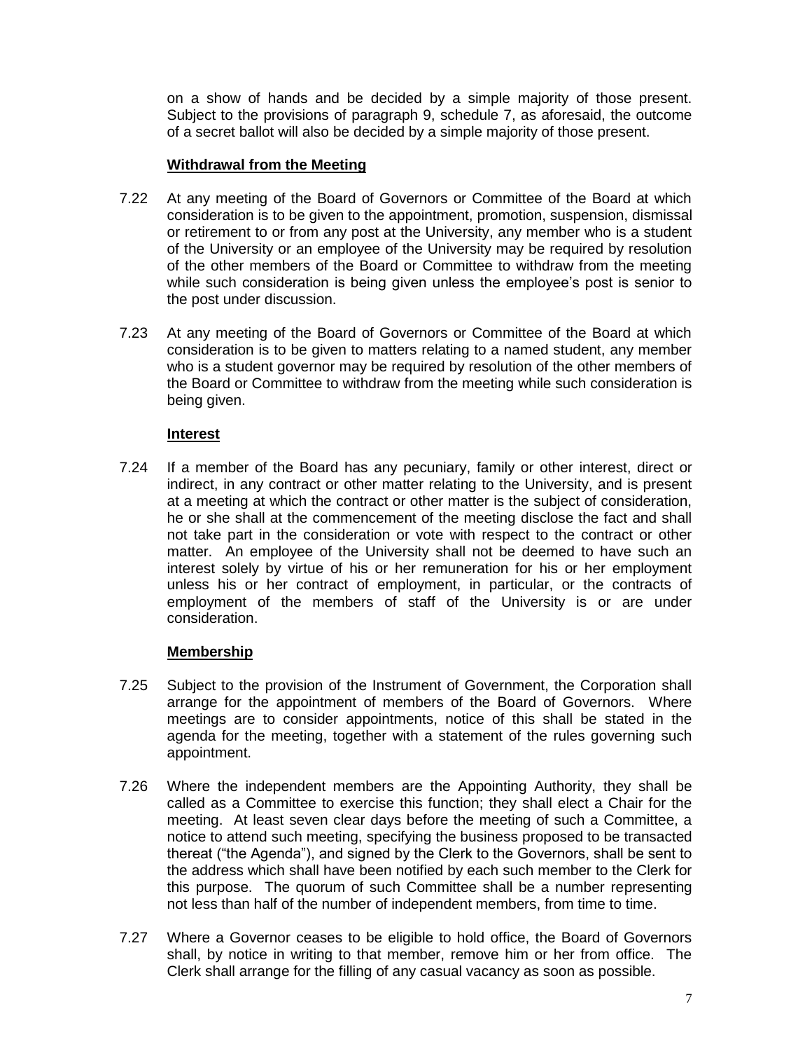on a show of hands and be decided by a simple majority of those present. Subject to the provisions of paragraph 9, schedule 7, as aforesaid, the outcome of a secret ballot will also be decided by a simple majority of those present.

**Withdrawal from the Meeting**

7.22 At any meeting of the Board of Governors or Committee of the Board at which consideration is to be given to the appointment, promotion, suspension, dismissal or retirement to or from any post at the University, any member who is a student of the University or an employee of the University may be required by resolution of the other members of the Board or Committee to withdraw from the meeting while such consideration is being given unless the employee's post is senior to the post under discussion.

7.23 At any meeting of the Board of Governors or Committee of the Board at which consideration is to be given to matters relating to a named student, any member who is a student governor may be required by resolution of the other members of the Board or Committee to withdraw from the meeting while such consideration is being given.

**Interest**

7.24 If a member of the Board has any pecuniary, family or other interest, direct or indirect, in any contract or other matter relating to the University, and is present at a meeting at which the contract or other matter is the subject of consideration, he or she shall at the commencement of the meeting disclose the fact and shall not take part in the consideration or vote with respect to the contract or other matter. An employee of the University shall not be deemed to have such an interest solely by virtue of his or her remuneration for his or her employment unless his or her contract of employment, in particular, or the contracts of employment of the members of staff of the University is or are under consideration.

**Membership**

7.25 Subject to the provision of the Instrument of Government, the Corporation shall arrange for the appointment of members of the Board of Governors. Where meetings are to consider appointments, notice of this shall be stated in the agenda for the meeting, together with a statement of the rules governing such appointment.

7.26 Where the independent members are the Appointing Authority, they shall be called as a Committee to exercise this function; they shall elect a Chair for the meeting. At least seven clear days before the meeting of such a Committee, a notice to attend such meeting, specifying the business proposed to be transacted thereat ("the Agenda"), and signed by the Clerk to the Governors, shall be sent to the address which shall have been notified by each such member to the Clerk for this purpose. The quorum of such Committee shall be a number representing not less than half of the number of independent members, from time to time.

7.27 Where a Governor ceases to be eligible to hold office, the Board of Governors shall, by notice in writing to that member, remove him or her from office. The Clerk shall arrange for the filling of any casual vacancy as soon as possible.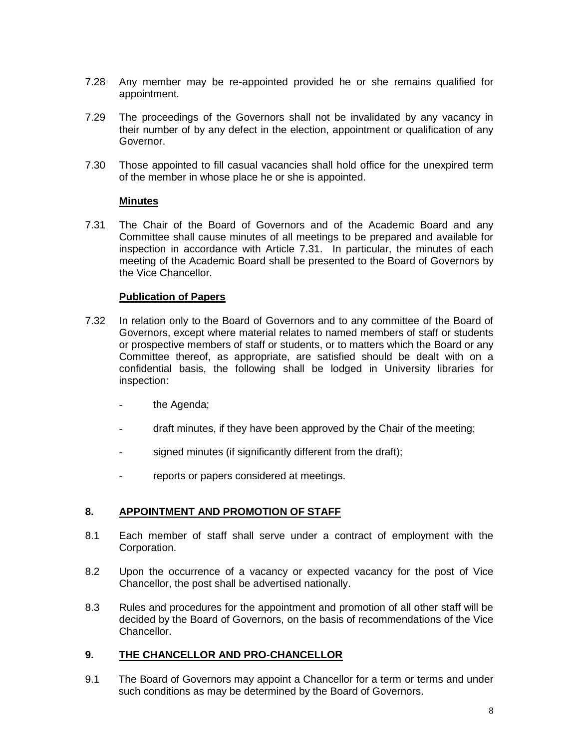7.28 Any member may be re-appointed provided he or she remains qualified for appointment.

7.29 The proceedings of the Governors shall not be invalidated by any vacancy in their number of by any defect in the election, appointment or qualification of any Governor.

7.30 Those appointed to fill casual vacancies shall hold office for the unexpired term of the member in whose place he or she is appointed.

**Minutes**

7.31 The Chair of the Board of Governors and of the Academic Board and any Committee shall cause minutes of all meetings to be prepared and available for inspection in accordance with Article 7.31. In particular, the minutes of each meeting of the Academic Board shall be presented to the Board of Governors by the Vice Chancellor.

**Publication of Papers**

7.32 In relation only to the Board of Governors and to any committee of the Board of Governors, except where material relates to named members of staff or students or prospective members of staff or students, or to matters which the Board or any Committee thereof, as appropriate, are satisfied should be dealt with on a confidential basis, the following shall be lodged in University libraries for inspection:

- the Agenda;
- draft minutes, if they have been approved by the Chair of the meeting;
- signed minutes (if significantly different from the draft);
- reports or papers considered at meetings.

## 8. APPOINTMENT AND PROMOTION OF STAFF

8.1 Each member of staff shall serve under a contract of employment with the Corporation.

8.2 Upon the occurrence of a vacancy or expected vacancy for the post of Vice Chancellor, the post shall be advertised nationally.

8.3 Rules and procedures for the appointment and promotion of all other staff will be decided by the Board of Governors, on the basis of recommendations of the Vice Chancellor.

## 9. THE CHANCELLOR AND PRO-CHANCELLOR

9.1 The Board of Governors may appoint a Chancellor for a term or terms and under such conditions as may be determined by the Board of Governors.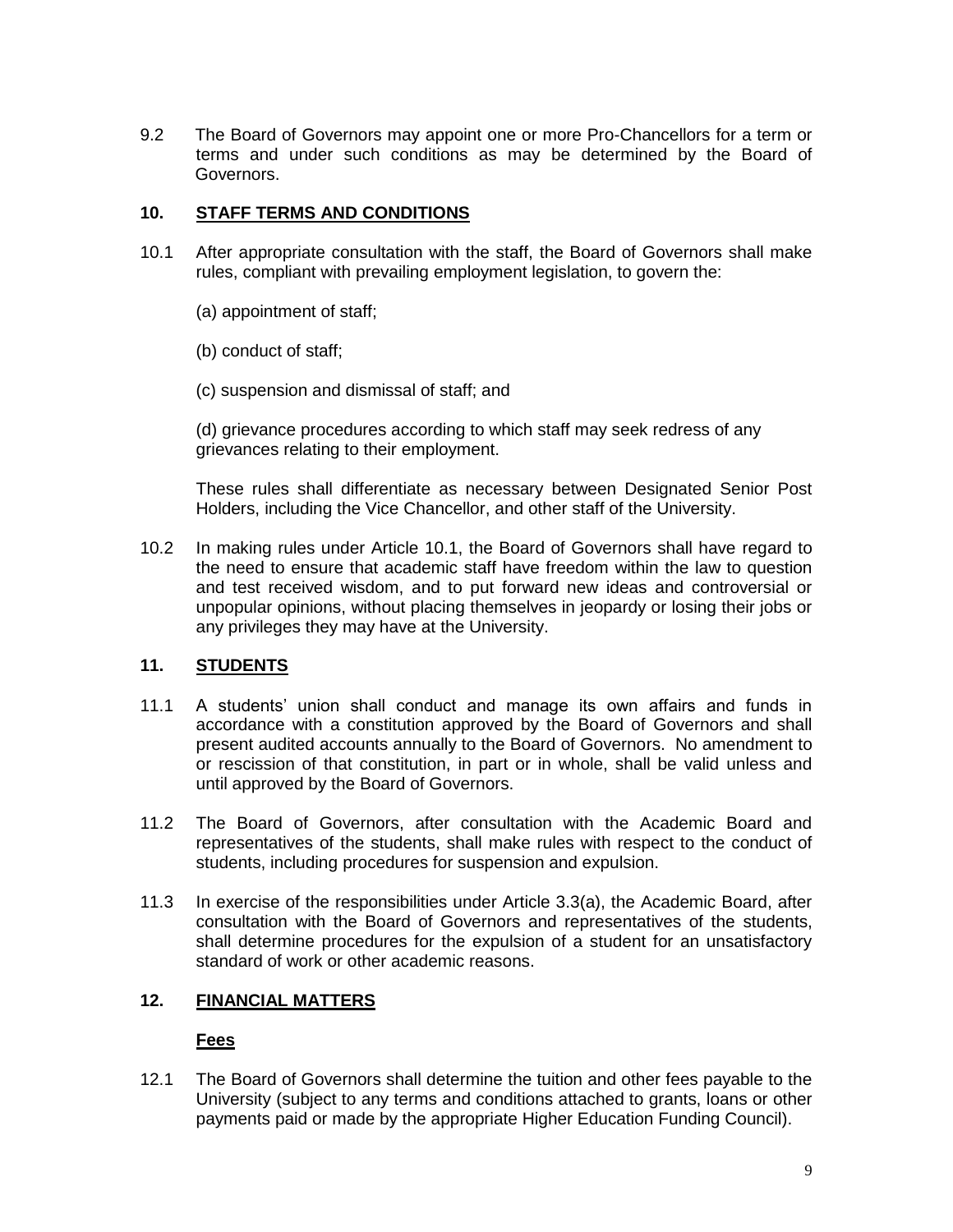9.2 The Board of Governors may appoint one or more Pro-Chancellors for a term or terms and under such conditions as may be determined by the Board of Governors.

## 10. STAFF TERMS AND CONDITIONS

10.1 After appropriate consultation with the staff, the Board of Governors shall make rules, compliant with prevailing employment legislation, to govern the:

(a) appointment of staff;

(b) conduct of staff;

(c) suspension and dismissal of staff; and

(d) grievance procedures according to which staff may seek redress of any grievances relating to their employment.

These rules shall differentiate as necessary between Designated Senior Post Holders, including the Vice Chancellor, and other staff of the University.

10.2 In making rules under Article 10.1, the Board of Governors shall have regard to the need to ensure that academic staff have freedom within the law to question and test received wisdom, and to put forward new ideas and controversial or unpopular opinions, without placing themselves in jeopardy or losing their jobs or any privileges they may have at the University.

## 11. STUDENTS

11.1 A students' union shall conduct and manage its own affairs and funds in accordance with a constitution approved by the Board of Governors and shall present audited accounts annually to the Board of Governors. No amendment to or rescission of that constitution, in part or in whole, shall be valid unless and until approved by the Board of Governors.

11.2 The Board of Governors, after consultation with the Academic Board and representatives of the students, shall make rules with respect to the conduct of students, including procedures for suspension and expulsion.

11.3 In exercise of the responsibilities under Article 3.3(a), the Academic Board, after consultation with the Board of Governors and representatives of the students, shall determine procedures for the expulsion of a student for an unsatisfactory standard of work or other academic reasons.

## 12. FINANCIAL MATTERS

### Fees

12.1 The Board of Governors shall determine the tuition and other fees payable to the University (subject to any terms and conditions attached to grants, loans or other payments paid or made by the appropriate Higher Education Funding Council).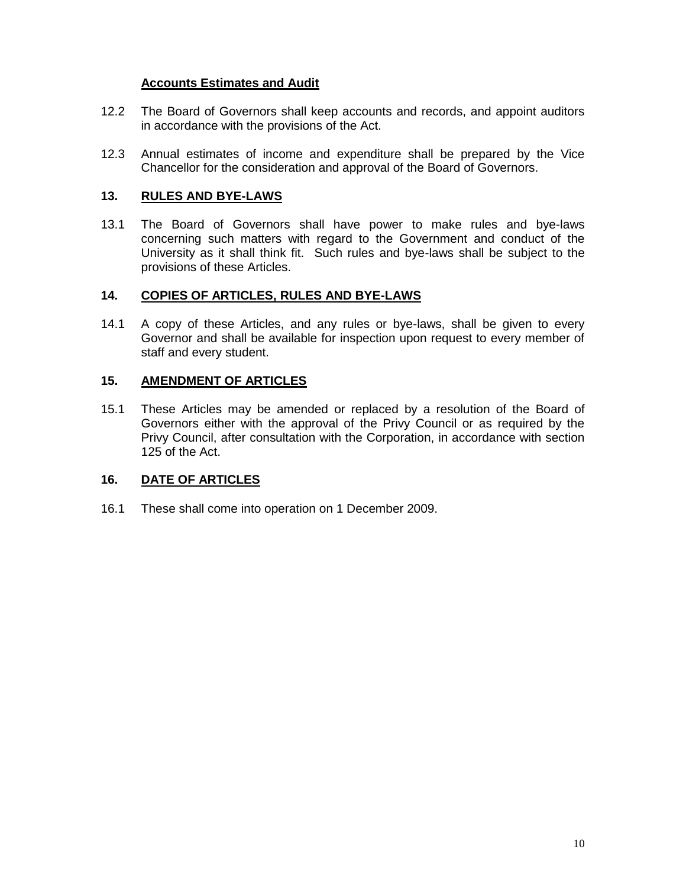**Accounts Estimates and Audit**

12.2 The Board of Governors shall keep accounts and records, and appoint auditors in accordance with the provisions of the Act.

12.3 Annual estimates of income and expenditure shall be prepared by the Vice Chancellor for the consideration and approval of the Board of Governors.

## 13. RULES AND BYE-LAWS

13.1 The Board of Governors shall have power to make rules and bye-laws concerning such matters with regard to the Government and conduct of the University as it shall think fit. Such rules and bye-laws shall be subject to the provisions of these Articles.

## 14. COPIES OF ARTICLES, RULES AND BYE-LAWS

14.1 A copy of these Articles, and any rules or bye-laws, shall be given to every Governor and shall be available for inspection upon request to every member of staff and every student.

## 15. AMENDMENT OF ARTICLES

15.1 These Articles may be amended or replaced by a resolution of the Board of Governors either with the approval of the Privy Council or as required by the Privy Council, after consultation with the Corporation, in accordance with section 125 of the Act.

## 16. DATE OF ARTICLES

16.1 These shall come into operation on 1 December 2009.